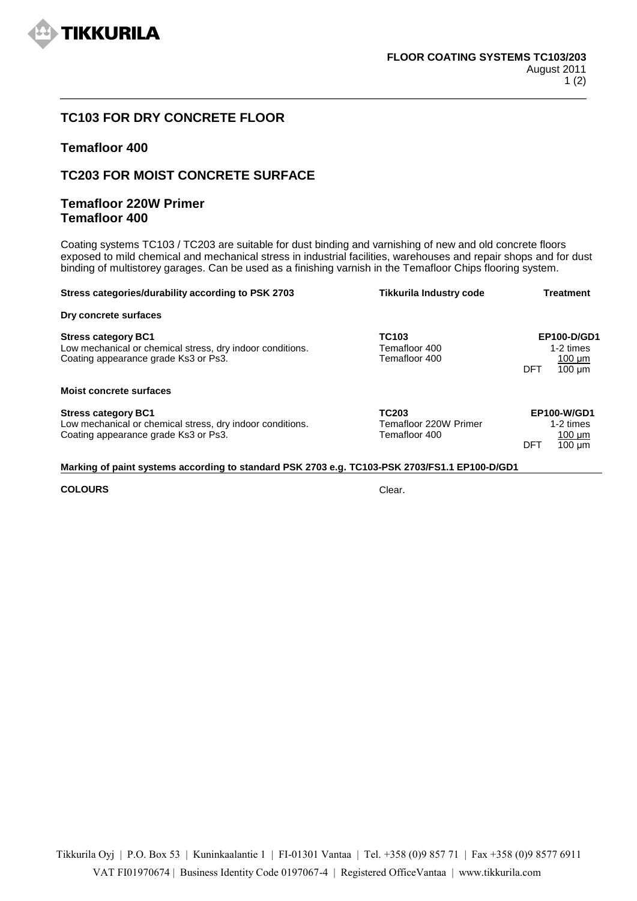**FLOOR COATING SYSTEMS TC103/203**
August 2011

## TC103 FOR DRY CONCRETE FLOOR

### Temafloor 400

## TC203 FOR MOIST CONCRETE SURFACE

### Temafloor 220W Primer
### Temafloor 400

Coating systems TC103 / TC203 are suitable for dust binding and varnishing of new and old concrete floors exposed to mild chemical and mechanical stress in industrial facilities, warehouses and repair shops and for dust binding of multistorey garages. Can be used as a finishing varnish in the Temafloor Chips flooring system.

| Stress categories/durability according to PSK 2703 | Tikkurila Industry code | Treatment |
|---|---|---|
| **Dry concrete surfaces** | | |
| **Stress category BC1** | **TC103** | **EP100-D/GD1** |
| Low mechanical or chemical stress, dry indoor conditions. | Temafloor 400 | 1-2 times |
| Coating appearance grade Ks3 or Ps3. | Temafloor 400 | 100 µm |
| | | DFT 100 µm |
| **Moist concrete surfaces** | | |
| **Stress category BC1** | **TC203** | **EP100-W/GD1** |
| Low mechanical or chemical stress, dry indoor conditions. | Temafloor 220W Primer | 1-2 times |
| Coating appearance grade Ks3 or Ps3. | Temafloor 400 | 100 µm |
| | | DFT 100 µm |

**Marking of paint systems according to standard PSK 2703 e.g. TC103-PSK 2703/FS1.1 EP100-D/GD1**

**COLOURS** Clear.

Tikkurila Oyj | P.O. Box 53 | Kuninkaalantie 1 | FI-01301 Vantaa | Tel. +358 (0)9 857 71 | Fax +358 (0)9 8577 6911
VAT FI01970674 | Business Identity Code 0197067-4 | Registered OfficeVantaa | www.tikkurila.com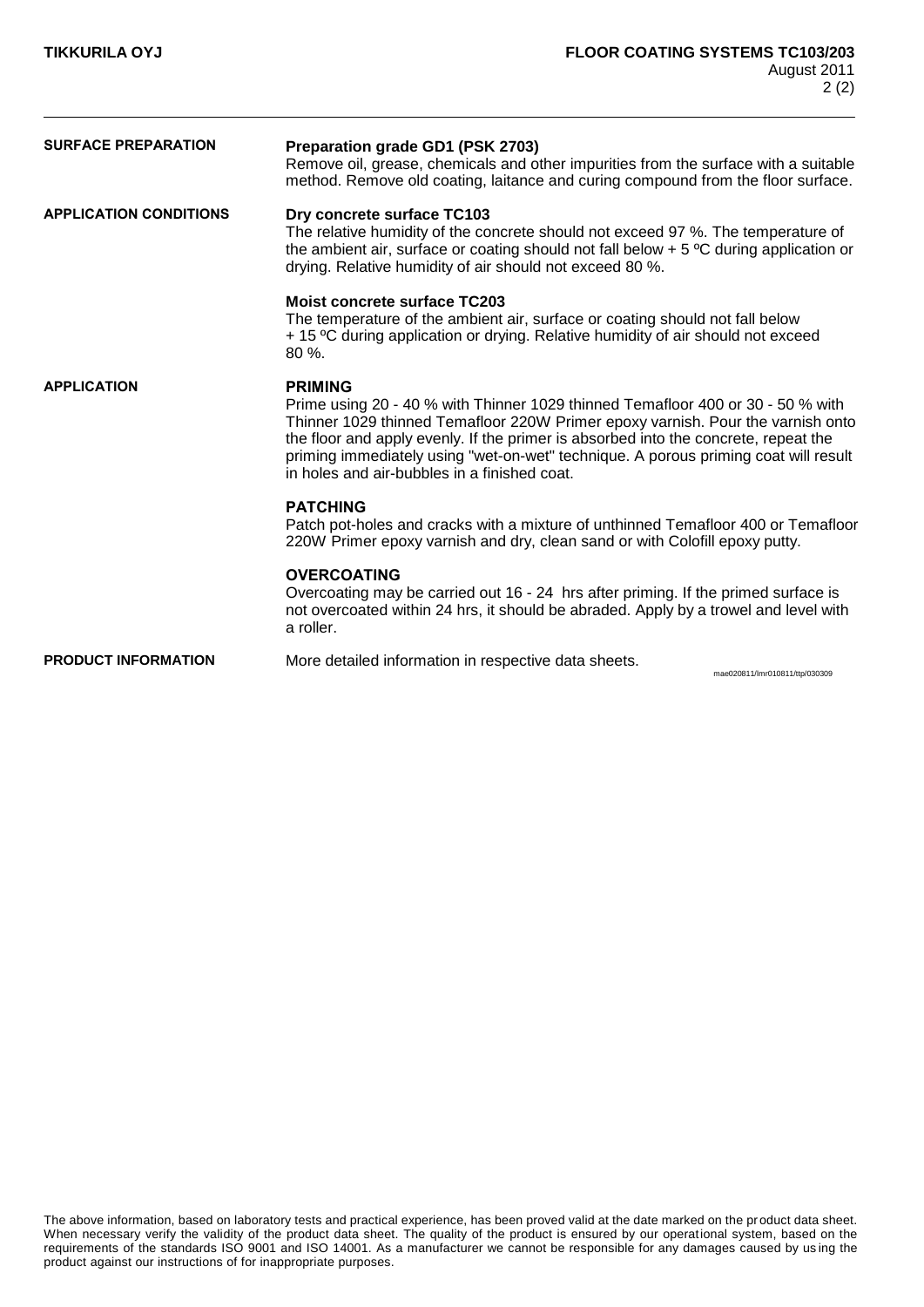**SURFACE PREPARATION**

**Preparation grade GD1 (PSK 2703)**
Remove oil, grease, chemicals and other impurities from the surface with a suitable method. Remove old coating, laitance and curing compound from the floor surface.

**APPLICATION CONDITIONS**

**Dry concrete surface TC103**
The relative humidity of the concrete should not exceed 97 %. The temperature of the ambient air, surface or coating should not fall below + 5 ºC during application or drying. Relative humidity of air should not exceed 80 %.

**Moist concrete surface TC203**
The temperature of the ambient air, surface or coating should not fall below + 15 ºC during application or drying. Relative humidity of air should not exceed 80 %.

**APPLICATION**

**PRIMING**
Prime using 20 - 40 % with Thinner 1029 thinned Temafloor 400 or 30 - 50 % with Thinner 1029 thinned Temafloor 220W Primer epoxy varnish. Pour the varnish onto the floor and apply evenly. If the primer is absorbed into the concrete, repeat the priming immediately using "wet-on-wet" technique. A porous priming coat will result in holes and air-bubbles in a finished coat.

**PATCHING**
Patch pot-holes and cracks with a mixture of unthinned Temafloor 400 or Temafloor 220W Primer epoxy varnish and dry, clean sand or with Colofill epoxy putty.

**OVERCOATING**
Overcoating may be carried out 16 - 24 hrs after priming. If the primed surface is not overcoated within 24 hrs, it should be abraded. Apply by a trowel and level with a roller.

**PRODUCT INFORMATION**

More detailed information in respective data sheets.

mae020811/lmr010811/ttp/030309

The above information, based on laboratory tests and practical experience, has been proved valid at the date marked on the product data sheet. When necessary verify the validity of the product data sheet. The quality of the product is ensured by our operational system, based on the requirements of the standards ISO 9001 and ISO 14001. As a manufacturer we cannot be responsible for any damages caused by using the product against our instructions of for inappropriate purposes.